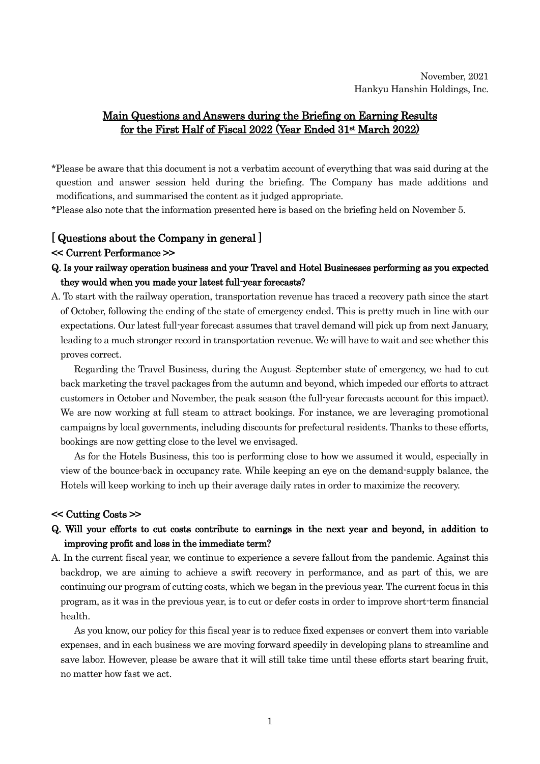November, 2021

Hankyu Hanshin Holdings, Inc.

# Main Questions and Answers during the Briefing on Earning Results for the First Half of Fiscal 2022 (Year Ended 31st March 2022)

*Please be aware that this document is not a verbatim account of everything that was said during at the question and answer session held during the briefing. The Company has made additions and modifications, and summarised the content as it judged appropriate.

*Please also note that the information presented here is based on the briefing held on November 5.

## [ Questions about the Company in general ]

### << Current Performance >>

**Q. Is your railway operation business and your Travel and Hotel Businesses performing as you expected they would when you made your latest full-year forecasts?**

A. To start with the railway operation, transportation revenue has traced a recovery path since the start of October, following the ending of the state of emergency ended. This is pretty much in line with our expectations. Our latest full-year forecast assumes that travel demand will pick up from next January, leading to a much stronger record in transportation revenue. We will have to wait and see whether this proves correct.

Regarding the Travel Business, during the August–September state of emergency, we had to cut back marketing the travel packages from the autumn and beyond, which impeded our efforts to attract customers in October and November, the peak season (the full-year forecasts account for this impact). We are now working at full steam to attract bookings. For instance, we are leveraging promotional campaigns by local governments, including discounts for prefectural residents. Thanks to these efforts, bookings are now getting close to the level we envisaged.

As for the Hotels Business, this too is performing close to how we assumed it would, especially in view of the bounce-back in occupancy rate. While keeping an eye on the demand-supply balance, the Hotels will keep working to inch up their average daily rates in order to maximize the recovery.

### << Cutting Costs >>

**Q. Will your efforts to cut costs contribute to earnings in the next year and beyond, in addition to improving profit and loss in the immediate term?**

A. In the current fiscal year, we continue to experience a severe fallout from the pandemic. Against this backdrop, we are aiming to achieve a swift recovery in performance, and as part of this, we are continuing our program of cutting costs, which we began in the previous year. The current focus in this program, as it was in the previous year, is to cut or defer costs in order to improve short-term financial health.

As you know, our policy for this fiscal year is to reduce fixed expenses or convert them into variable expenses, and in each business we are moving forward speedily in developing plans to streamline and save labor. However, please be aware that it will still take time until these efforts start bearing fruit, no matter how fast we act.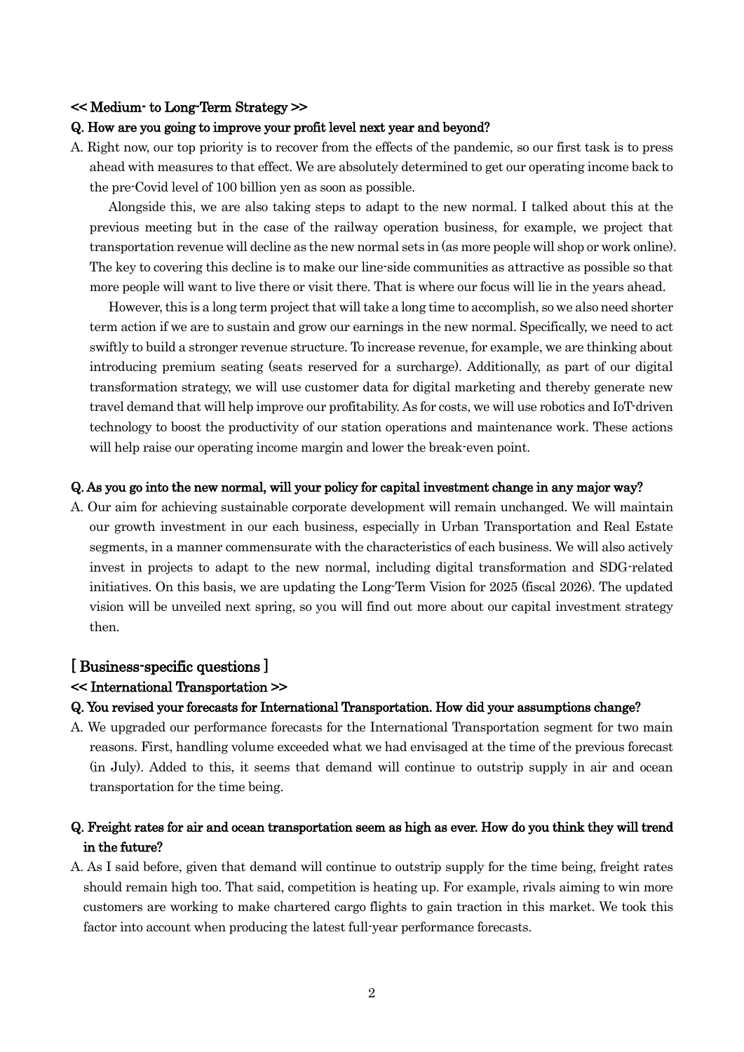### << Medium- to Long-Term Strategy >>

**Q. How are you going to improve your profit level next year and beyond?**

A. Right now, our top priority is to recover from the effects of the pandemic, so our first task is to press ahead with measures to that effect. We are absolutely determined to get our operating income back to the pre-Covid level of 100 billion yen as soon as possible.

Alongside this, we are also taking steps to adapt to the new normal. I talked about this at the previous meeting but in the case of the railway operation business, for example, we project that transportation revenue will decline as the new normal sets in (as more people will shop or work online). The key to covering this decline is to make our line-side communities as attractive as possible so that more people will want to live there or visit there. That is where our focus will lie in the years ahead.

However, this is a long term project that will take a long time to accomplish, so we also need shorter term action if we are to sustain and grow our earnings in the new normal. Specifically, we need to act swiftly to build a stronger revenue structure. To increase revenue, for example, we are thinking about introducing premium seating (seats reserved for a surcharge). Additionally, as part of our digital transformation strategy, we will use customer data for digital marketing and thereby generate new travel demand that will help improve our profitability. As for costs, we will use robotics and IoT-driven technology to boost the productivity of our station operations and maintenance work. These actions will help raise our operating income margin and lower the break-even point.

**Q. As you go into the new normal, will your policy for capital investment change in any major way?**

A. Our aim for achieving sustainable corporate development will remain unchanged. We will maintain our growth investment in our each business, especially in Urban Transportation and Real Estate segments, in a manner commensurate with the characteristics of each business. We will also actively invest in projects to adapt to the new normal, including digital transformation and SDG-related initiatives. On this basis, we are updating the Long-Term Vision for 2025 (fiscal 2026). The updated vision will be unveiled next spring, so you will find out more about our capital investment strategy then.

## [ Business-specific questions ]

### << International Transportation >>

**Q. You revised your forecasts for International Transportation. How did your assumptions change?**

A. We upgraded our performance forecasts for the International Transportation segment for two main reasons. First, handling volume exceeded what we had envisaged at the time of the previous forecast (in July). Added to this, it seems that demand will continue to outstrip supply in air and ocean transportation for the time being.

**Q. Freight rates for air and ocean transportation seem as high as ever. How do you think they will trend in the future?**

A. As I said before, given that demand will continue to outstrip supply for the time being, freight rates should remain high too. That said, competition is heating up. For example, rivals aiming to win more customers are working to make chartered cargo flights to gain traction in this market. We took this factor into account when producing the latest full-year performance forecasts.